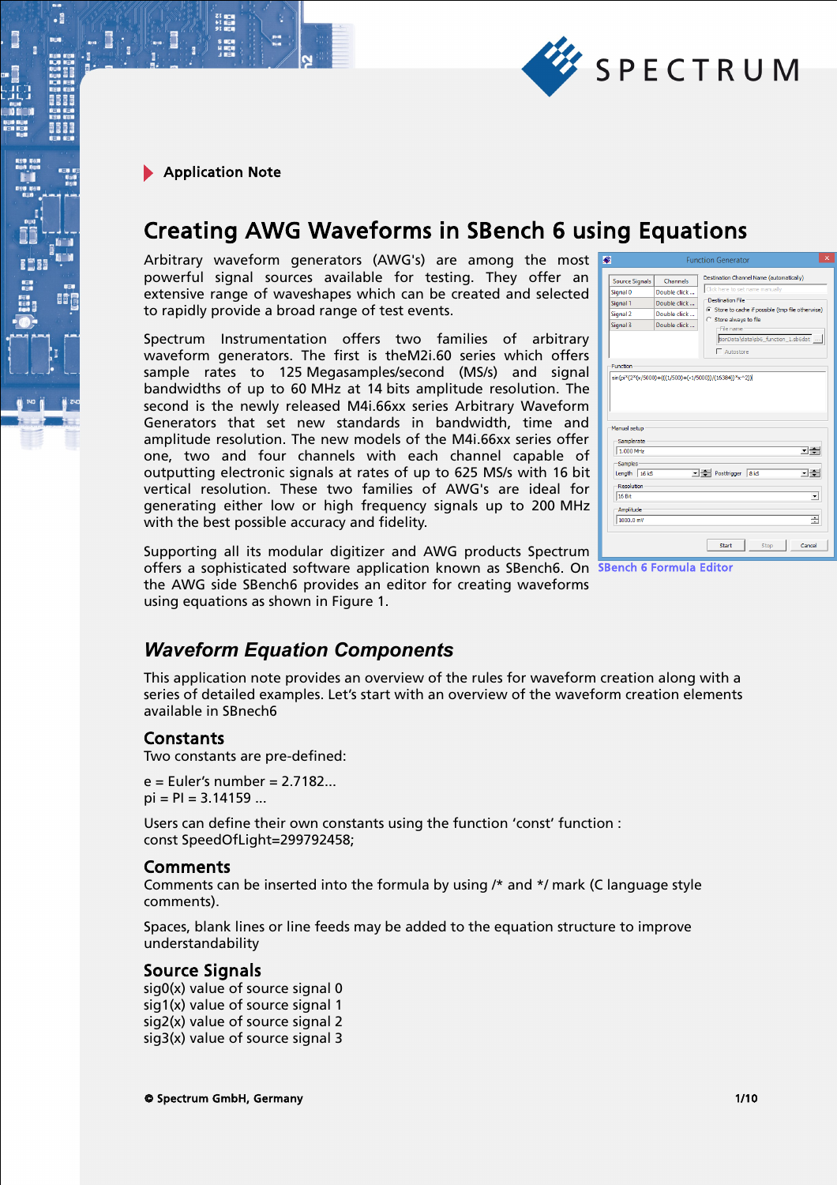Application Note

# Creating AWG Waveforms in SBench 6 using Equations

Arbitrary waveform generators (AWG's) are among the most powerful signal sources available for testing. They offer an extensive range of waveshapes which can be created and selected to rapidly provide a broad range of test events.

Spectrum Instrumentation offers two families of arbitrary waveform generators. The first is theM2i.60 series which offers sample rates to 125 Megasamples/second (MS/s) and signal bandwidths of up to 60 MHz at 14 bits amplitude resolution. The second is the newly released M4i.66xx series Arbitrary Waveform Generators that set new standards in bandwidth, time and amplitude resolution. The new models of the M4i.66xx series offer one, two and four channels with each channel capable of outputting electronic signals at rates of up to 625 MS/s with 16 bit vertical resolution. These two families of AWG's are ideal for generating either low or high frequency signals up to 200 MHz with the best possible accuracy and fidelity.

Supporting all its modular digitizer and AWG products Spectrum offers a sophisticated software application known as SBench6. On the AWG side SBench6 provides an editor for creating waveforms using equations as shown in Figure 1.

SBench 6 Formula Editor

## *Waveform Equation Components*

This application note provides an overview of the rules for waveform creation along with a series of detailed examples. Let's start with an overview of the waveform creation elements available in SBnech6

### Constants

Two constants are pre-defined:

e = Euler's number = 2.7182...
pi = PI = 3.14159 ...

Users can define their own constants using the function 'const' function :
const SpeedOfLight=299792458;

### Comments

Comments can be inserted into the formula by using /* and */ mark (C language style comments).

Spaces, blank lines or line feeds may be added to the equation structure to improve understandability

### Source Signals

sig0(x) value of source signal 0
sig1(x) value of source signal 1
sig2(x) value of source signal 2
sig3(x) value of source signal 3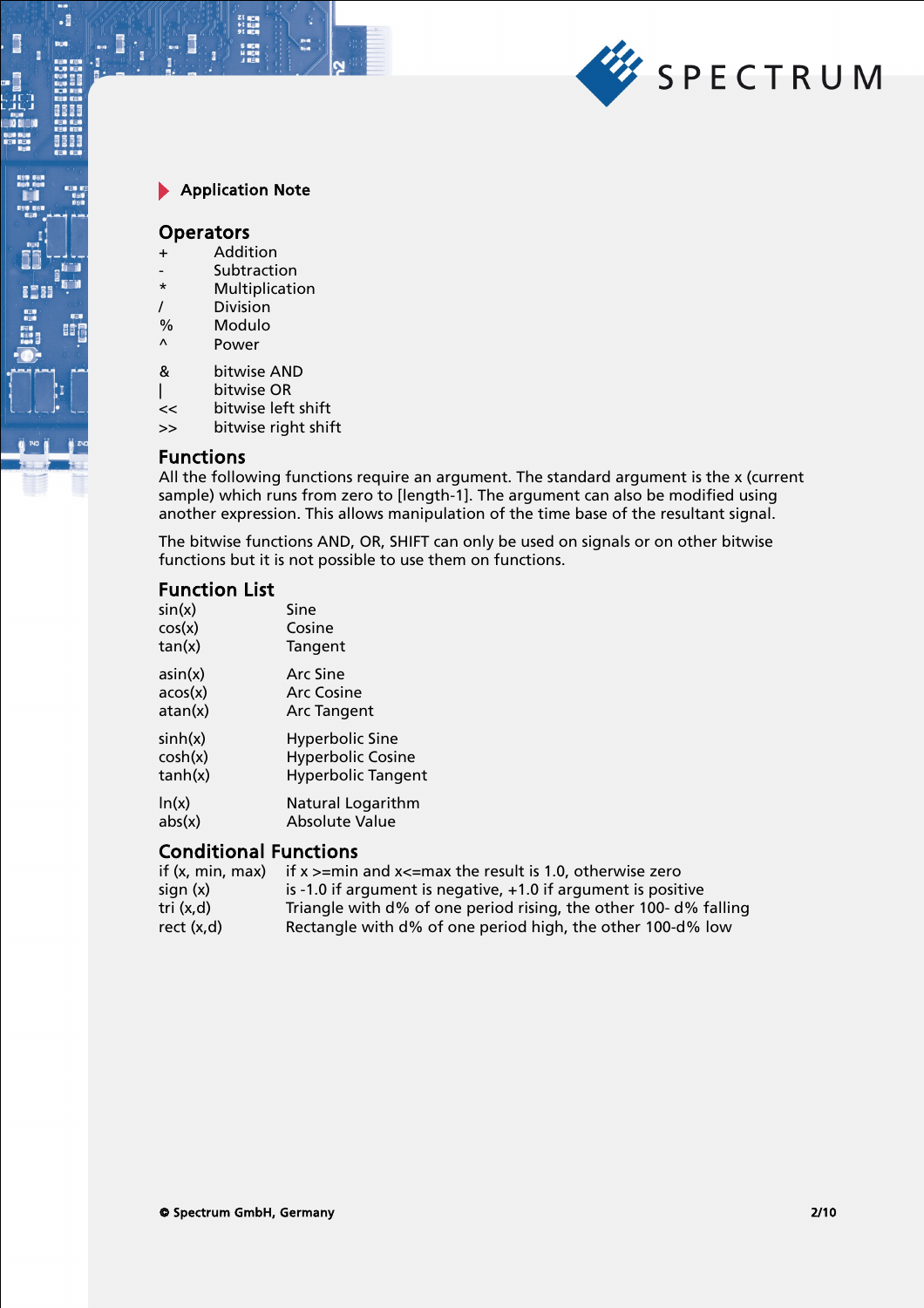Application Note

## Operators

| | |
|---|---|
| + | Addition |
| - | Subtraction |
| * | Multiplication |
| / | Division |
| % | Modulo |
| ^ | Power |
| & | bitwise AND |
| \| | bitwise OR |
| << | bitwise left shift |
| >> | bitwise right shift |

## Functions

All the following functions require an argument. The standard argument is the x (current sample) which runs from zero to [length-1]. The argument can also be modified using another expression. This allows manipulation of the time base of the resultant signal.

The bitwise functions AND, OR, SHIFT can only be used on signals or on other bitwise functions but it is not possible to use them on functions.

## Function List

| | |
|---|---|
| sin(x) | Sine |
| cos(x) | Cosine |
| tan(x) | Tangent |
| asin(x) | Arc Sine |
| acos(x) | Arc Cosine |
| atan(x) | Arc Tangent |
| sinh(x) | Hyperbolic Sine |
| cosh(x) | Hyperbolic Cosine |
| tanh(x) | Hyperbolic Tangent |
| ln(x) | Natural Logarithm |
| abs(x) | Absolute Value |

## Conditional Functions

| | |
|---|---|
| if (x, min, max) | if x >=min and x<=max the result is 1.0, otherwise zero |
| sign (x) | is -1.0 if argument is negative, +1.0 if argument is positive |
| tri (x,d) | Triangle with d% of one period rising, the other 100- d% falling |
| rect (x,d) | Rectangle with d% of one period high, the other 100-d% low |

© Spectrum GmbH, Germany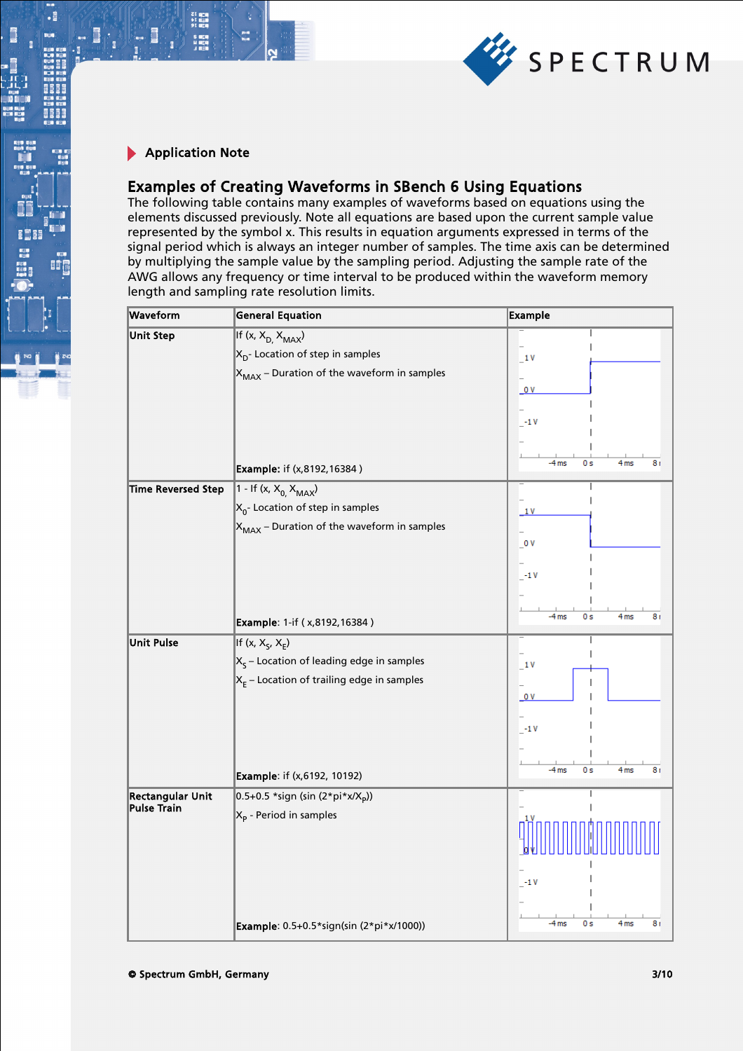Application Note

## Examples of Creating Waveforms in SBench 6 Using Equations

The following table contains many examples of waveforms based on equations using the elements discussed previously. Note all equations are based upon the current sample value represented by the symbol x. This results in equation arguments expressed in terms of the signal period which is always an integer number of samples. The time axis can be determined by multiplying the sample value by the sampling period. Adjusting the sample rate of the AWG allows any frequency or time interval to be produced within the waveform memory length and sampling rate resolution limits.

| Waveform | General Equation | Example |
|---|---|---|
| **Unit Step** | If (x, $X_D$, $X_{MAX}$)<br>$X_D$- Location of step in samples<br>$X_{MAX}$ – Duration of the waveform in samples<br>**Example:** if (x,8192,16384 ) | |
| **Time Reversed Step** | 1 - If (x, $X_0$, $X_{MAX}$)<br>$X_0$- Location of step in samples<br>$X_{MAX}$ – Duration of the waveform in samples<br>**Example**: 1-if ( x,8192,16384 ) | |
| **Unit Pulse** | If (x, $X_S$, $X_E$)<br>$X_S$ – Location of leading edge in samples<br>$X_E$ – Location of trailing edge in samples<br>**Example:** if (x,6192, 10192) | |
| **Rectangular Unit Pulse Train** | 0.5+0.5 *sign (sin (2*pi*x/$X_P$))<br>$X_P$ - Period in samples<br>**Example**: 0.5+0.5*sign(sin (2*pi*x/1000)) | |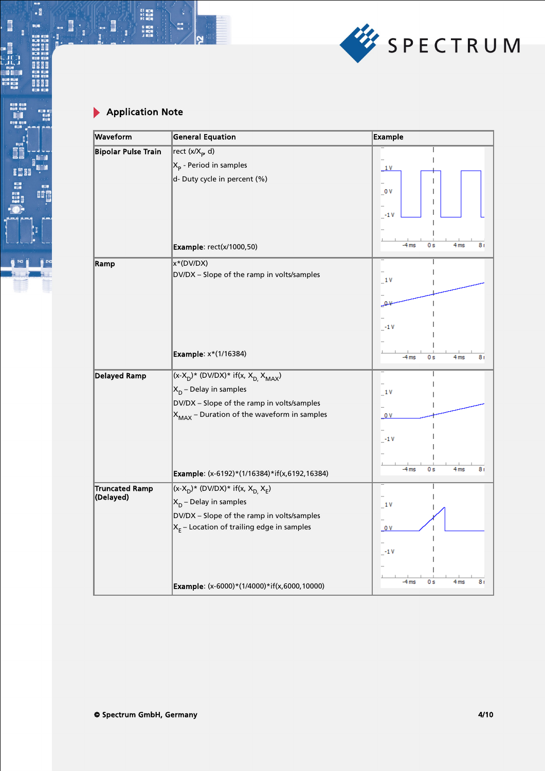## Application Note

| Waveform | General Equation | Example |
|---|---|---|
| **Bipolar Pulse Train** | rect $(x/X_P, d)$<br>$X_P$ - Period in samples<br>d- Duty cycle in percent (%)<br>**Example**: rect(x/1000,50) | |
| **Ramp** | x*(DV/DX)<br>DV/DX – Slope of the ramp in volts/samples<br>**Example**: x*(1/16384) | |
| **Delayed Ramp** | $(x\text{-}X_D)$* (DV/DX)* if(x, $X_D$, $X_{MAX}$)<br>$X_D$ – Delay in samples<br>DV/DX – Slope of the ramp in volts/samples<br>$X_{MAX}$ – Duration of the waveform in samples<br>**Example**: (x-6192)*(1/16384)*if(x,6192,16384) | |
| **Truncated Ramp (Delayed)** | $(x\text{-}X_D)$* (DV/DX)* if(x, $X_D$, $X_E$)<br>$X_D$ – Delay in samples<br>DV/DX – Slope of the ramp in volts/samples<br>$X_E$ – Location of trailing edge in samples<br>**Example**: (x-6000)*(1/4000)*if(x,6000,10000) | |

© Spectrum GmbH, Germany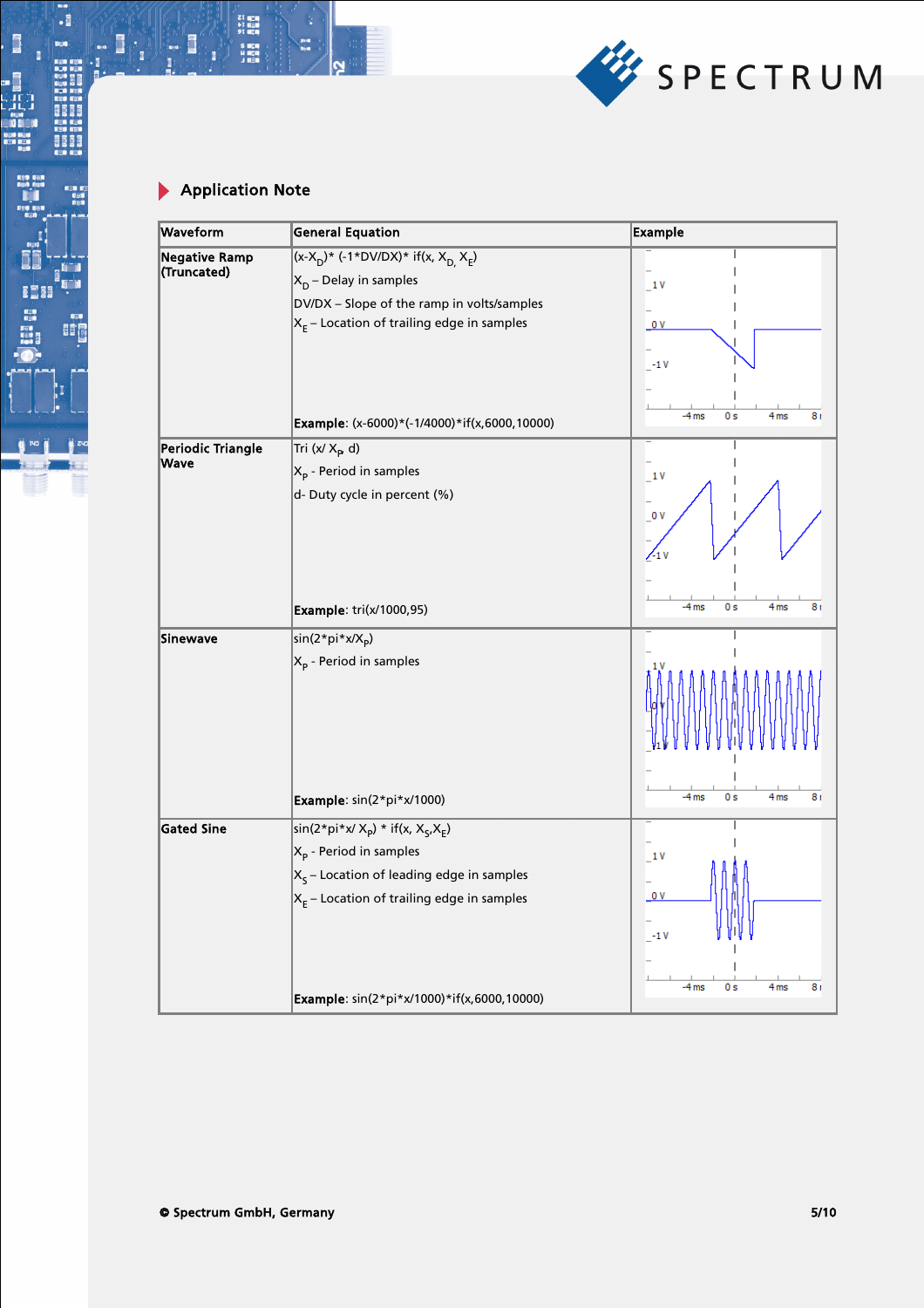## Application Note

| Waveform | General Equation | Example |
| --- | --- | --- |
| Negative Ramp (Truncated) | $(x-X_D)*(-1*DV/DX)*$ if$(x, X_D, X_E)$<br>$X_D$ – Delay in samples<br>DV/DX – Slope of the ramp in volts/samples<br>$X_E$ – Location of trailing edge in samples<br>**Example**: (x-6000)*(-1/4000)*if(x,6000,10000) | |
| Periodic Triangle Wave | Tri $(x/ X_P\ d)$<br>$X_P$ - Period in samples<br>d- Duty cycle in percent (%)<br>**Example**: tri(x/1000,95) | |
| Sinewave | $\sin(2*pi*x/X_P)$<br>$X_P$ - Period in samples<br>**Example**: sin(2*pi*x/1000) | |
| Gated Sine | $\sin(2*pi*x/ X_P) *$ if$(x, X_S, X_E)$<br>$X_P$ - Period in samples<br>$X_S$ – Location of leading edge in samples<br>$X_E$ – Location of trailing edge in samples<br>**Example**: sin(2*pi*x/1000)*if(x,6000,10000) | |

© Spectrum GmbH, Germany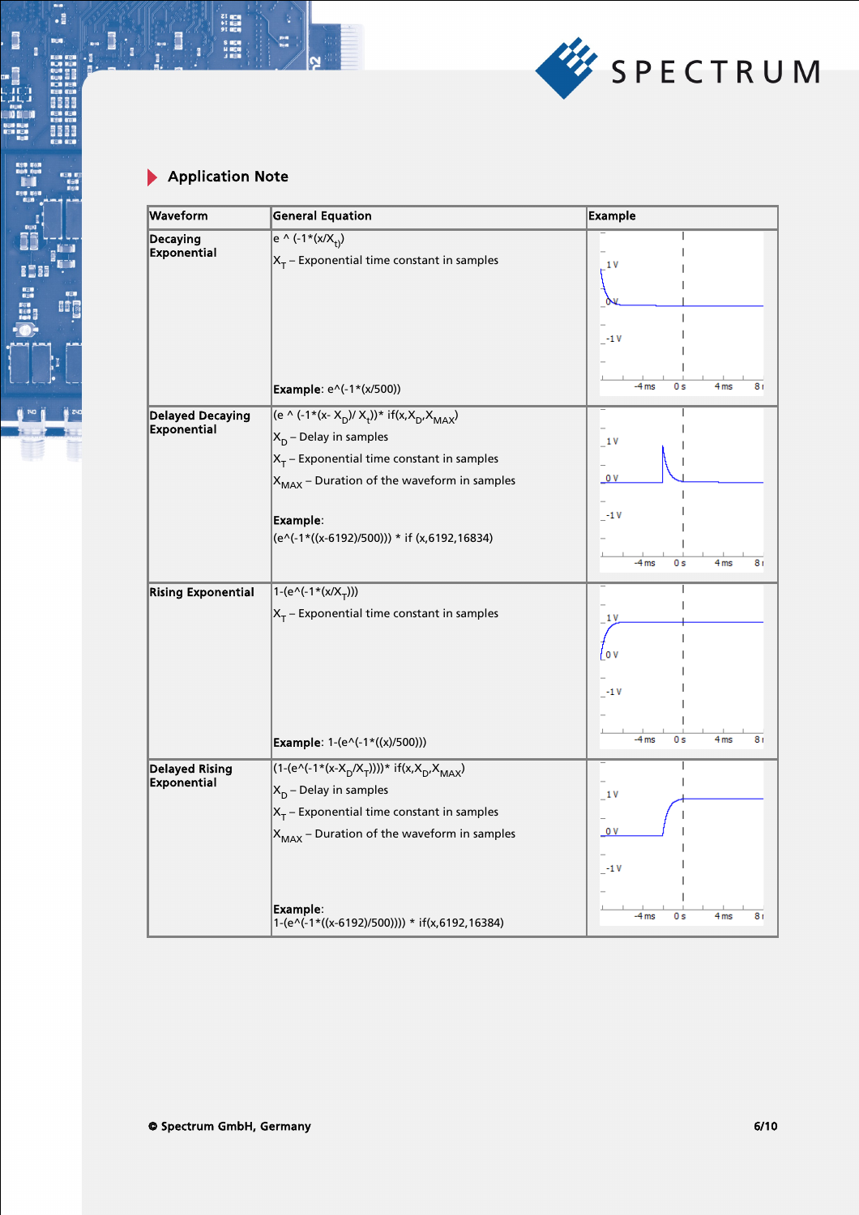## Application Note

| Waveform | General Equation | Example |
|---|---|---|
| **Decaying Exponential** | e ^ (-1*(x/$X_{t}$)) <br> $X_T$ – Exponential time constant in samples <br><br> **Example**: e^(-1*(x/500)) | |
| **Delayed Decaying Exponential** | (e ^ (-1*(x- $X_D$)/ $X_t$))* if(x,$X_D$,$X_{MAX}$) <br> $X_D$ – Delay in samples <br> $X_T$ – Exponential time constant in samples <br> $X_{MAX}$ – Duration of the waveform in samples <br><br> **Example**: <br> (e^(-1*((x-6192)/500))) * if (x,6192,16834) | |
| **Rising Exponential** | 1-(e^(-1*(x/$X_T$))) <br> $X_T$ – Exponential time constant in samples <br><br> **Example**: 1-(e^(-1*((x)/500))) | |
| **Delayed Rising Exponential** | (1-(e^(-1*(x-$X_D$/$X_T$))))* if(x,$X_D$,$X_{MAX}$) <br> $X_D$ – Delay in samples <br> $X_T$ – Exponential time constant in samples <br> $X_{MAX}$ – Duration of the waveform in samples <br><br> **Example**: <br> 1-(e^(-1*((x-6192)/500)))) * if(x,6192,16384) | |

© Spectrum GmbH, Germany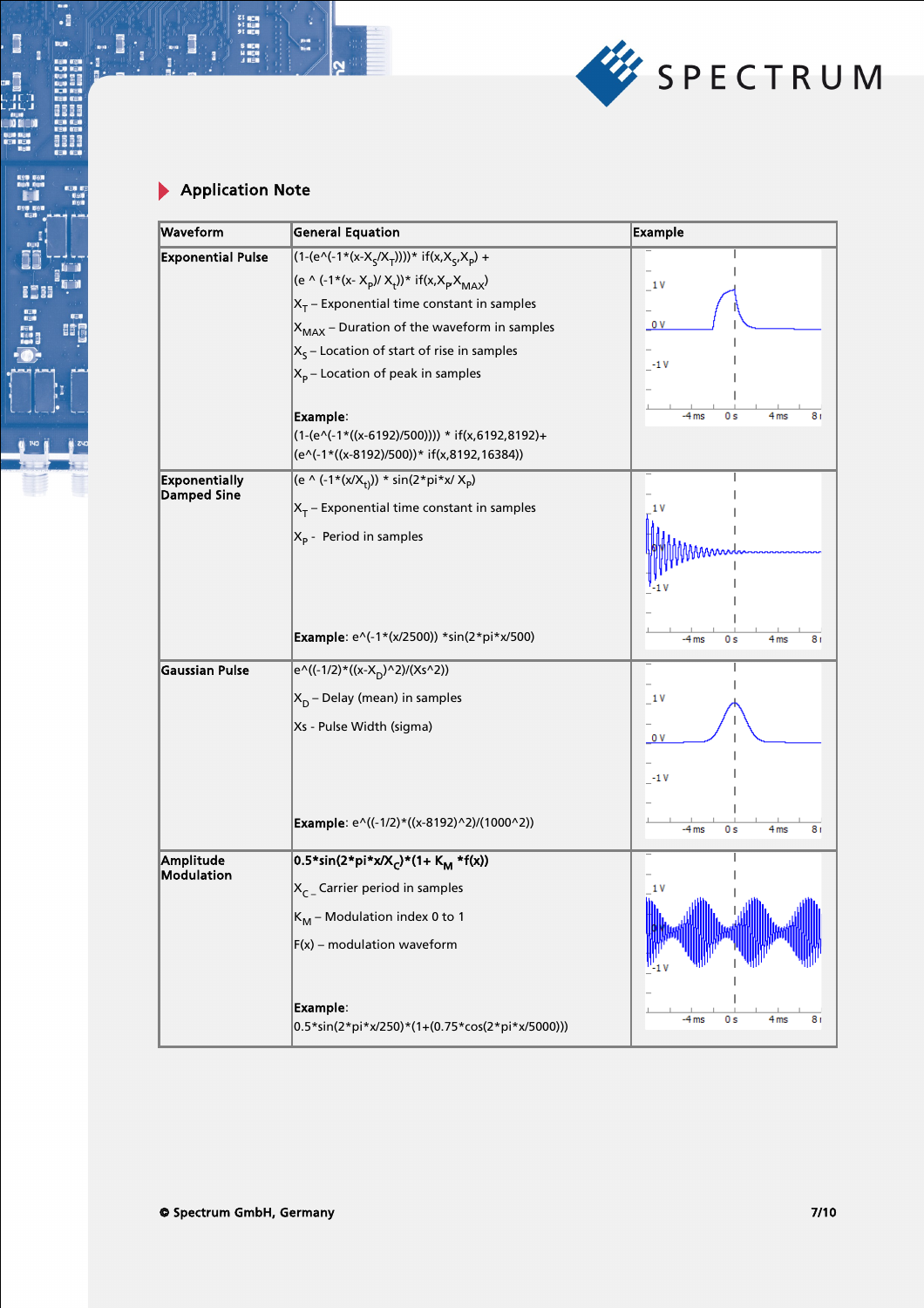## Application Note

| Waveform | General Equation | Example |
|---|---|---|
| **Exponential Pulse** | (1-(e^(-1*(x-$X_S$/$X_T$))))* if(x,$X_S$,$X_P$) + (e ^ (-1*(x- $X_P$)/ $X_t$))* if(x,$X_P$$X_{MAX}$) <br> $X_T$ – Exponential time constant in samples <br> $X_{MAX}$ – Duration of the waveform in samples <br> $X_S$ – Location of start of rise in samples <br> $X_P$ – Location of peak in samples <br><br> **Example**: <br> (1-(e^(-1*((x-6192)/500)))) * if(x,6192,8192)+ (e^(-1*((x-8192)/500))* if(x,8192,16384)) | |
| **Exponentially Damped Sine** | (e ^ (-1*(x/$X_t$)) * sin(2*pi*x/ $X_P$) <br> $X_T$ – Exponential time constant in samples <br> $X_P$ - Period in samples <br><br> **Example**: e^(-1*(x/2500)) *sin(2*pi*x/500) | |
| **Gaussian Pulse** | e^((-1/2)*((x-$X_D$)^2)/(Xs^2)) <br> $X_D$ – Delay (mean) in samples <br> Xs - Pulse Width (sigma) <br><br> **Example**: e^((-1/2)*((x-8192)^2)/(1000^2)) | |
| **Amplitude Modulation** | **0.5*sin(2*pi*x/$X_C$)*(1+ $K_M$ *f(x))** <br> $X_C$ – Carrier period in samples <br> $K_M$ – Modulation index 0 to 1 <br> F(x) – modulation waveform <br><br> **Example**: <br> 0.5*sin(2*pi*x/250)*(1+(0.75*cos(2*pi*x/5000))) | |

© Spectrum GmbH, Germany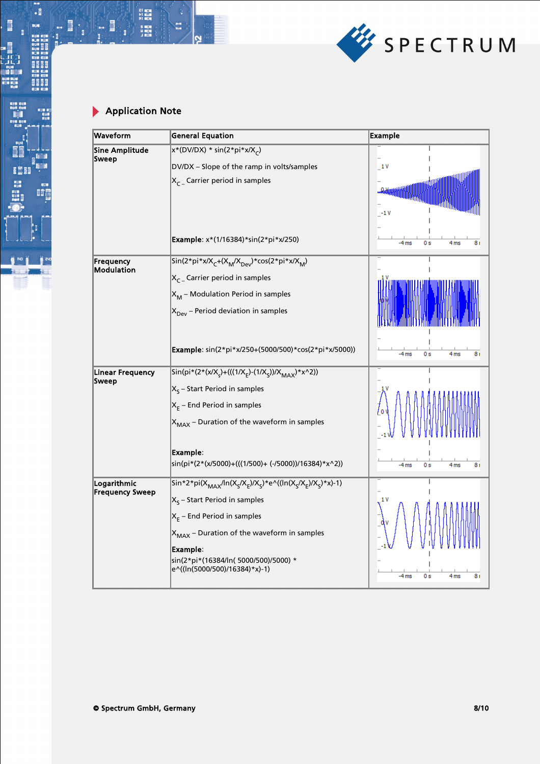## Application Note

| Waveform | General Equation | Example |
|---|---|---|
| **Sine Amplitude Sweep** | $x*(DV/DX) * \sin(2*pi*x/X_C)$ <br> DV/DX – Slope of the ramp in volts/samples <br> $X_C$ – Carrier period in samples <br> **Example**: x*(1/16384)*sin(2*pi*x/250) | |
| **Frequency Modulation** | $\sin(2*pi*x/X_C+(X_M/X_{Dev})*\cos(2*pi*x/X_M)$ <br> $X_C$ – Carrier period in samples <br> $X_M$ – Modulation Period in samples <br> $X_{Dev}$ – Period deviation in samples <br> **Example**: sin(2*pi*x/250+(5000/500)*cos(2*pi*x/5000)) | |
| **Linear Frequency Sweep** | $\sin(pi*(2*(x/X_S)+(((1/X_E)-(1/X_S))/X_{MAX})*x\text{^}2))$ <br> $X_S$ – Start Period in samples <br> $X_E$ – End Period in samples <br> $X_{MAX}$ – Duration of the waveform in samples <br> **Example**: <br> sin(pi*(2*(x/5000)+(((1/500)+ (-/5000))/16384)*x^2)) | |
| **Logarithmic Frequency Sweep** | $\sin*2*pi(X_{MAX}/\ln(X_S/X_E)/X_S)*e\text{^}((\ln(X_S/X_E)/X_S)*x)-1)$ <br> $X_S$ – Start Period in samples <br> $X_E$ – End Period in samples <br> $X_{MAX}$ – Duration of the waveform in samples <br> **Example**: <br> sin(2*pi*(16384/ln( 5000/500)/5000) * e^((ln(5000/500)/16384)*x)-1) | |

© Spectrum GmbH, Germany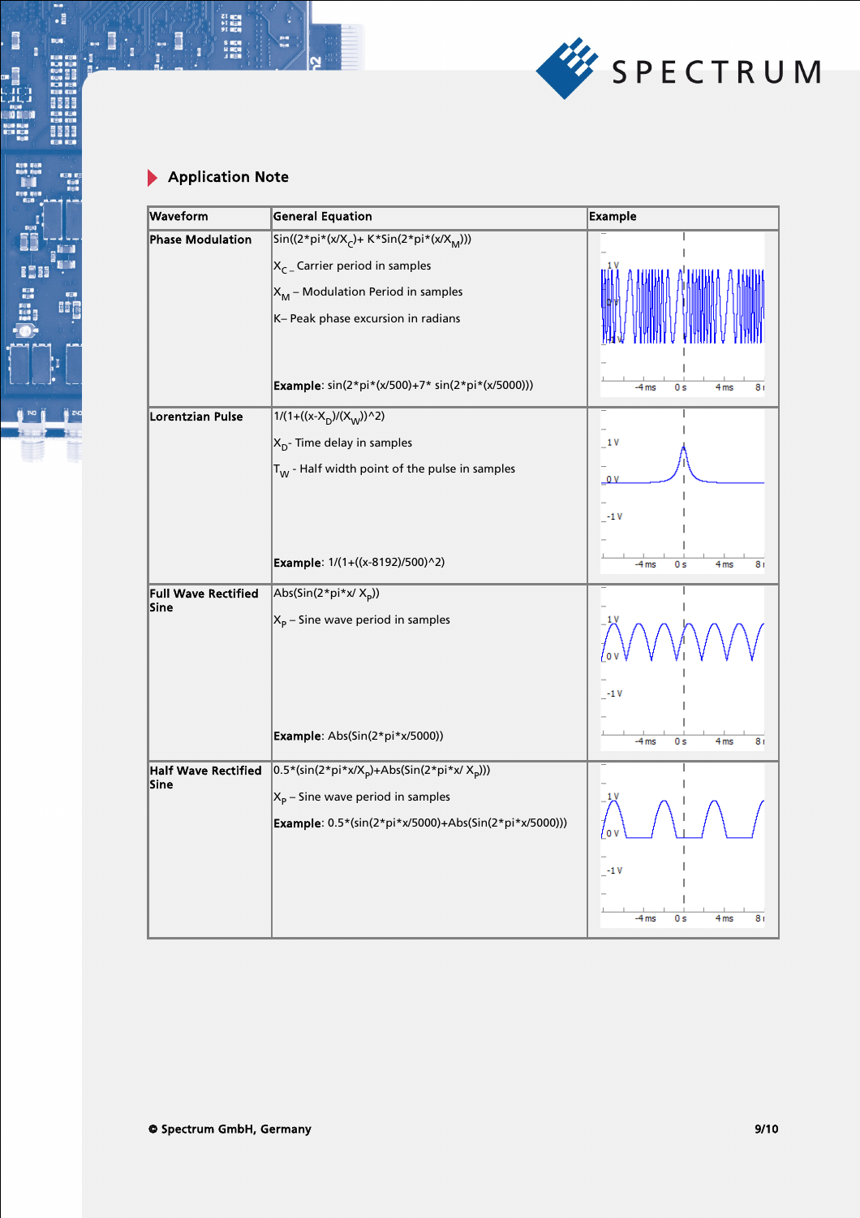## Application Note

| Waveform | General Equation | Example |
|---|---|---|
| **Phase Modulation** | $Sin((2*pi*(x/X_C)+ K*Sin(2*pi*(x/X_M)))$<br>$X_C$ – Carrier period in samples<br>$X_M$ – Modulation Period in samples<br>K– Peak phase excursion in radians<br>**Example**: sin(2*pi*(x/500)+7* sin(2*pi*(x/5000))) | |
| **Lorentzian Pulse** | $1/(1+((x-X_D)/(X_W))^2)$<br>$X_D$- Time delay in samples<br>$T_W$ - Half width point of the pulse in samples<br>**Example**: 1/(1+((x-8192)/500)^2) | |
| **Full Wave Rectified Sine** | $Abs(Sin(2*pi*x/ X_p))$<br>$X_p$ – Sine wave period in samples<br>**Example**: Abs(Sin(2*pi*x/5000)) | |
| **Half Wave Rectified Sine** | $0.5*(sin(2*pi*x/X_p)+Abs(Sin(2*pi*x/ X_p)))$<br>$X_p$ – Sine wave period in samples<br>**Example**: 0.5*(sin(2*pi*x/5000)+Abs(Sin(2*pi*x/5000))) | |

© Spectrum GmbH, Germany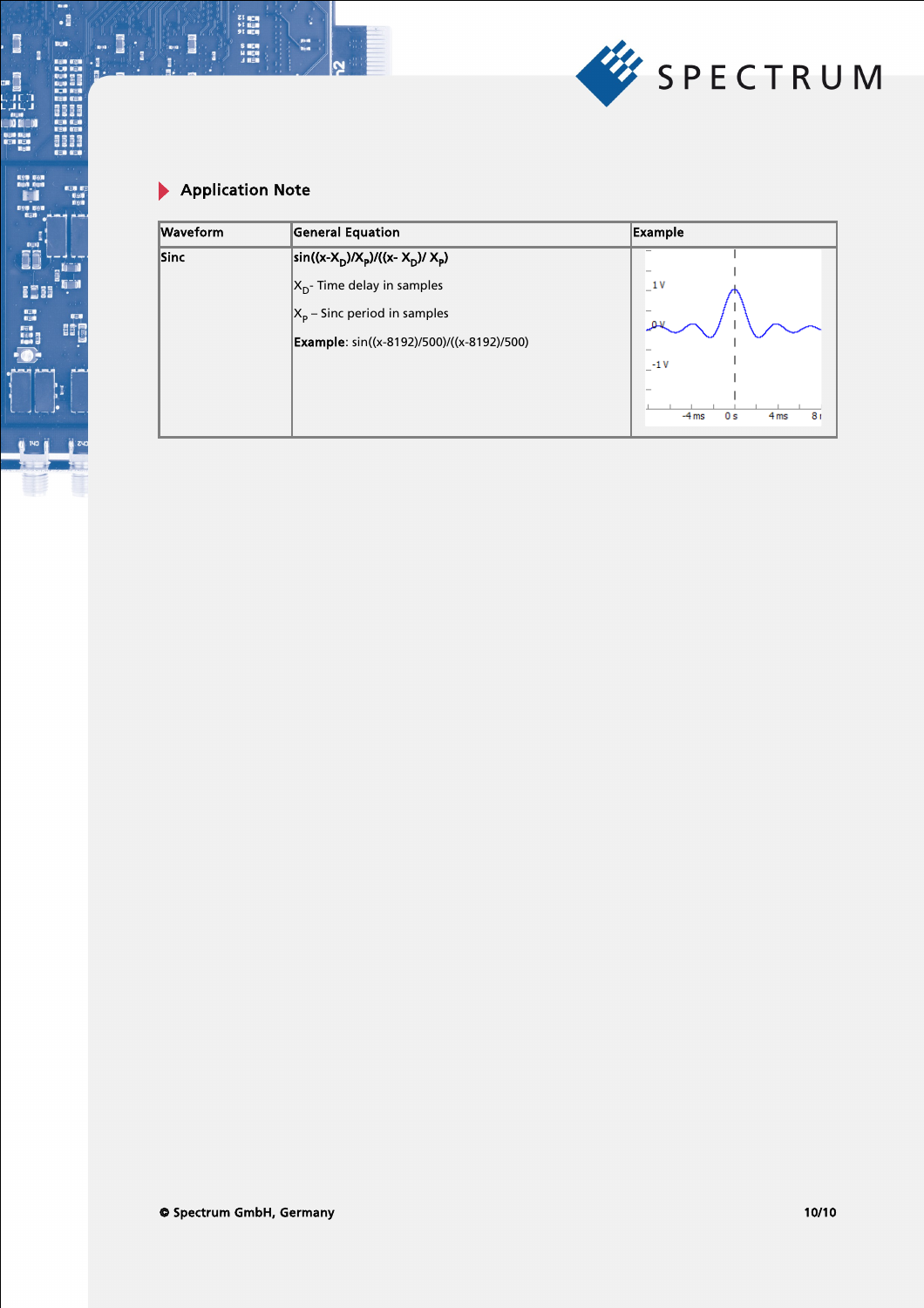## Application Note

| Waveform | General Equation | Example |
| --- | --- | --- |
| Sinc | **$\sin((x-X_D)/X_P)/((x-X_D)/X_P)$**<br><br>$X_D$ - Time delay in samples<br><br>$X_P$ – Sinc period in samples<br><br>**Example**: sin((x-8192)/500)/((x-8192)/500) | 1 V<br>0 V<br>-1 V<br>-4 ms 0 s 4 ms 8 |

© Spectrum GmbH, Germany